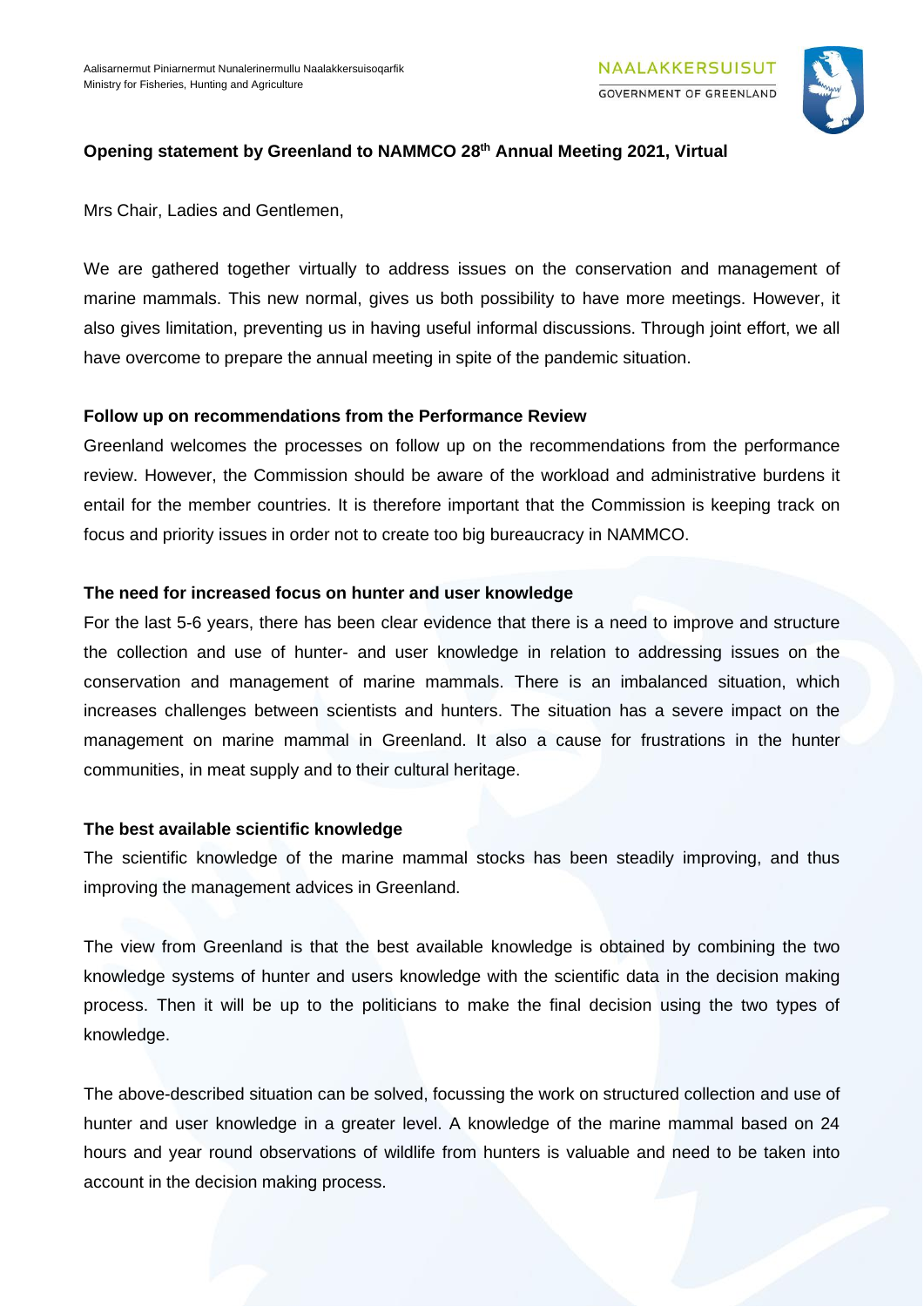Aalisarnermut Piniarnermut Nunalerinermullu Naalakkersuisoqarfik
Ministry for Fisheries, Hunting and Agriculture

NAALAKKERSUISUT
GOVERNMENT OF GREENLAND

**Opening statement by Greenland to NAMMCO 28th Annual Meeting 2021, Virtual**

Mrs Chair, Ladies and Gentlemen,

We are gathered together virtually to address issues on the conservation and management of marine mammals. This new normal, gives us both possibility to have more meetings. However, it also gives limitation, preventing us in having useful informal discussions. Through joint effort, we all have overcome to prepare the annual meeting in spite of the pandemic situation.

**Follow up on recommendations from the Performance Review**

Greenland welcomes the processes on follow up on the recommendations from the performance review. However, the Commission should be aware of the workload and administrative burdens it entail for the member countries. It is therefore important that the Commission is keeping track on focus and priority issues in order not to create too big bureaucracy in NAMMCO.

**The need for increased focus on hunter and user knowledge**

For the last 5-6 years, there has been clear evidence that there is a need to improve and structure the collection and use of hunter- and user knowledge in relation to addressing issues on the conservation and management of marine mammals. There is an imbalanced situation, which increases challenges between scientists and hunters. The situation has a severe impact on the management on marine mammal in Greenland. It also a cause for frustrations in the hunter communities, in meat supply and to their cultural heritage.

**The best available scientific knowledge**

The scientific knowledge of the marine mammal stocks has been steadily improving, and thus improving the management advices in Greenland.

The view from Greenland is that the best available knowledge is obtained by combining the two knowledge systems of hunter and users knowledge with the scientific data in the decision making process. Then it will be up to the politicians to make the final decision using the two types of knowledge.

The above-described situation can be solved, focussing the work on structured collection and use of hunter and user knowledge in a greater level. A knowledge of the marine mammal based on 24 hours and year round observations of wildlife from hunters is valuable and need to be taken into account in the decision making process.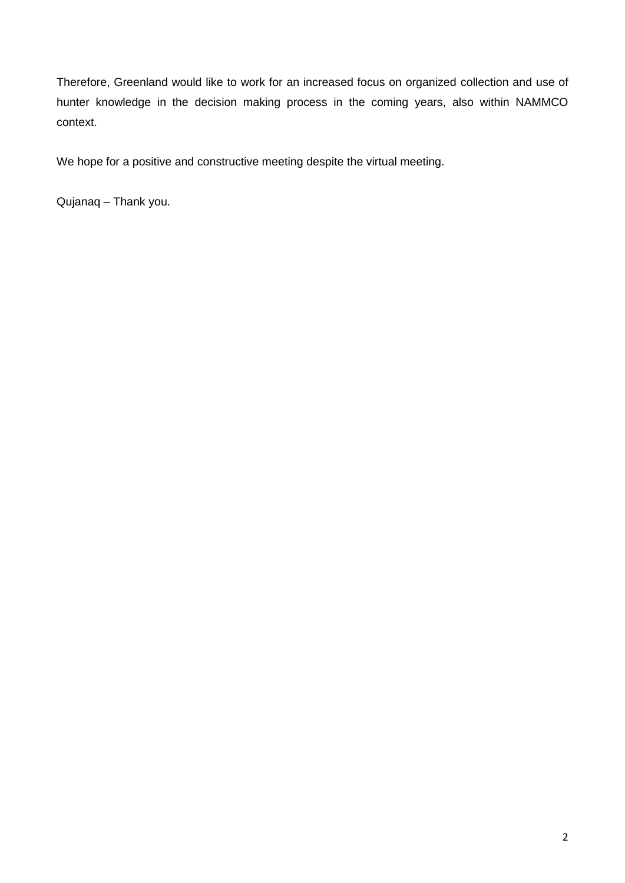Therefore, Greenland would like to work for an increased focus on organized collection and use of hunter knowledge in the decision making process in the coming years, also within NAMMCO context.

We hope for a positive and constructive meeting despite the virtual meeting.

Qujanaq – Thank you.